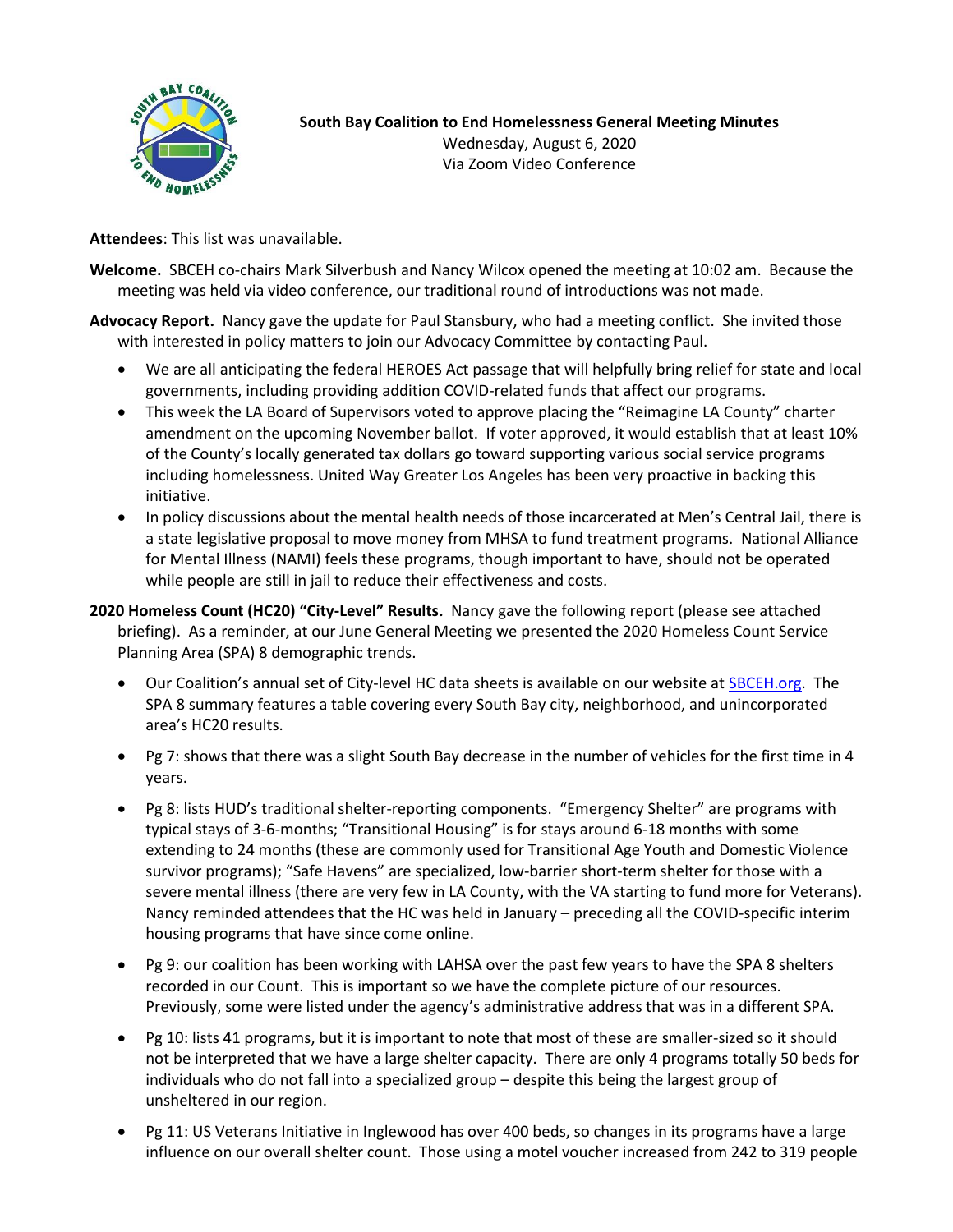**South Bay Coalition to End Homelessness General Meeting Minutes**
Wednesday, August 6, 2020
Via Zoom Video Conference

**Attendees**: This list was unavailable.

**Welcome.** SBCEH co-chairs Mark Silverbush and Nancy Wilcox opened the meeting at 10:02 am. Because the meeting was held via video conference, our traditional round of introductions was not made.

**Advocacy Report.** Nancy gave the update for Paul Stansbury, who had a meeting conflict. She invited those with interested in policy matters to join our Advocacy Committee by contacting Paul.

- We are all anticipating the federal HEROES Act passage that will helpfully bring relief for state and local governments, including providing addition COVID-related funds that affect our programs.
- This week the LA Board of Supervisors voted to approve placing the "Reimagine LA County" charter amendment on the upcoming November ballot. If voter approved, it would establish that at least 10% of the County's locally generated tax dollars go toward supporting various social service programs including homelessness. United Way Greater Los Angeles has been very proactive in backing this initiative.
- In policy discussions about the mental health needs of those incarcerated at Men's Central Jail, there is a state legislative proposal to move money from MHSA to fund treatment programs. National Alliance for Mental Illness (NAMI) feels these programs, though important to have, should not be operated while people are still in jail to reduce their effectiveness and costs.

**2020 Homeless Count (HC20) "City-Level" Results.** Nancy gave the following report (please see attached briefing). As a reminder, at our June General Meeting we presented the 2020 Homeless Count Service Planning Area (SPA) 8 demographic trends.

- Our Coalition's annual set of City-level HC data sheets is available on our website at SBCEH.org. The SPA 8 summary features a table covering every South Bay city, neighborhood, and unincorporated area's HC20 results.
- Pg 7: shows that there was a slight South Bay decrease in the number of vehicles for the first time in 4 years.
- Pg 8: lists HUD's traditional shelter-reporting components. "Emergency Shelter" are programs with typical stays of 3-6-months; "Transitional Housing" is for stays around 6-18 months with some extending to 24 months (these are commonly used for Transitional Age Youth and Domestic Violence survivor programs); "Safe Havens" are specialized, low-barrier short-term shelter for those with a severe mental illness (there are very few in LA County, with the VA starting to fund more for Veterans). Nancy reminded attendees that the HC was held in January – preceding all the COVID-specific interim housing programs that have since come online.
- Pg 9: our coalition has been working with LAHSA over the past few years to have the SPA 8 shelters recorded in our Count. This is important so we have the complete picture of our resources. Previously, some were listed under the agency's administrative address that was in a different SPA.
- Pg 10: lists 41 programs, but it is important to note that most of these are smaller-sized so it should not be interpreted that we have a large shelter capacity. There are only 4 programs totally 50 beds for individuals who do not fall into a specialized group – despite this being the largest group of unsheltered in our region.
- Pg 11: US Veterans Initiative in Inglewood has over 400 beds, so changes in its programs have a large influence on our overall shelter count. Those using a motel voucher increased from 242 to 319 people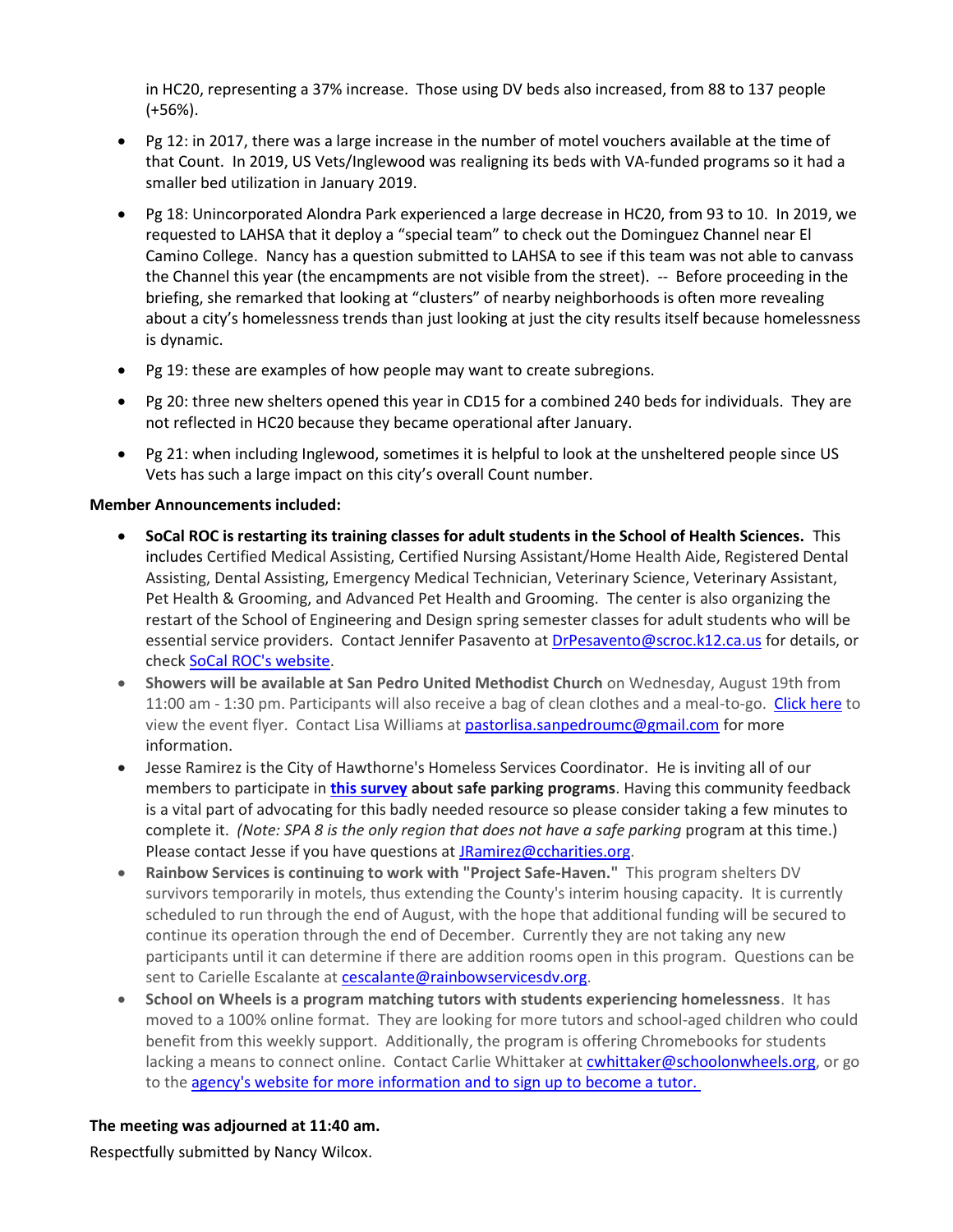in HC20, representing a 37% increase. Those using DV beds also increased, from 88 to 137 people (+56%).

- Pg 12: in 2017, there was a large increase in the number of motel vouchers available at the time of that Count. In 2019, US Vets/Inglewood was realigning its beds with VA-funded programs so it had a smaller bed utilization in January 2019.
- Pg 18: Unincorporated Alondra Park experienced a large decrease in HC20, from 93 to 10. In 2019, we requested to LAHSA that it deploy a "special team" to check out the Dominguez Channel near El Camino College. Nancy has a question submitted to LAHSA to see if this team was not able to canvass the Channel this year (the encampments are not visible from the street). -- Before proceeding in the briefing, she remarked that looking at "clusters" of nearby neighborhoods is often more revealing about a city's homelessness trends than just looking at just the city results itself because homelessness is dynamic.
- Pg 19: these are examples of how people may want to create subregions.
- Pg 20: three new shelters opened this year in CD15 for a combined 240 beds for individuals. They are not reflected in HC20 because they became operational after January.
- Pg 21: when including Inglewood, sometimes it is helpful to look at the unsheltered people since US Vets has such a large impact on this city's overall Count number.

**Member Announcements included:**

- **SoCal ROC is restarting its training classes for adult students in the School of Health Sciences.** This includes Certified Medical Assisting, Certified Nursing Assistant/Home Health Aide, Registered Dental Assisting, Dental Assisting, Emergency Medical Technician, Veterinary Science, Veterinary Assistant, Pet Health & Grooming, and Advanced Pet Health and Grooming. The center is also organizing the restart of the School of Engineering and Design spring semester classes for adult students who will be essential service providers. Contact Jennifer Pasavento at DrPesavento@scroc.k12.ca.us for details, or check SoCal ROC's website.
- **Showers will be available at San Pedro United Methodist Church** on Wednesday, August 19th from 11:00 am - 1:30 pm. Participants will also receive a bag of clean clothes and a meal-to-go. Click here to view the event flyer. Contact Lisa Williams at pastorlisa.sanpedroumc@gmail.com for more information.
- Jesse Ramirez is the City of Hawthorne's Homeless Services Coordinator. He is inviting all of our members to participate in **this survey about safe parking programs**. Having this community feedback is a vital part of advocating for this badly needed resource so please consider taking a few minutes to complete it. *(Note: SPA 8 is the only region that does not have a safe parking* program at this time.) Please contact Jesse if you have questions at JRamirez@ccharities.org.
- **Rainbow Services is continuing to work with "Project Safe-Haven."** This program shelters DV survivors temporarily in motels, thus extending the County's interim housing capacity. It is currently scheduled to run through the end of August, with the hope that additional funding will be secured to continue its operation through the end of December. Currently they are not taking any new participants until it can determine if there are addition rooms open in this program. Questions can be sent to Carielle Escalante at cescalante@rainbowservicesdv.org.
- **School on Wheels is a program matching tutors with students experiencing homelessness**. It has moved to a 100% online format. They are looking for more tutors and school-aged children who could benefit from this weekly support. Additionally, the program is offering Chromebooks for students lacking a means to connect online. Contact Carlie Whittaker at cwhittaker@schoolonwheels.org, or go to the agency's website for more information and to sign up to become a tutor.

**The meeting was adjourned at 11:40 am.**

Respectfully submitted by Nancy Wilcox.